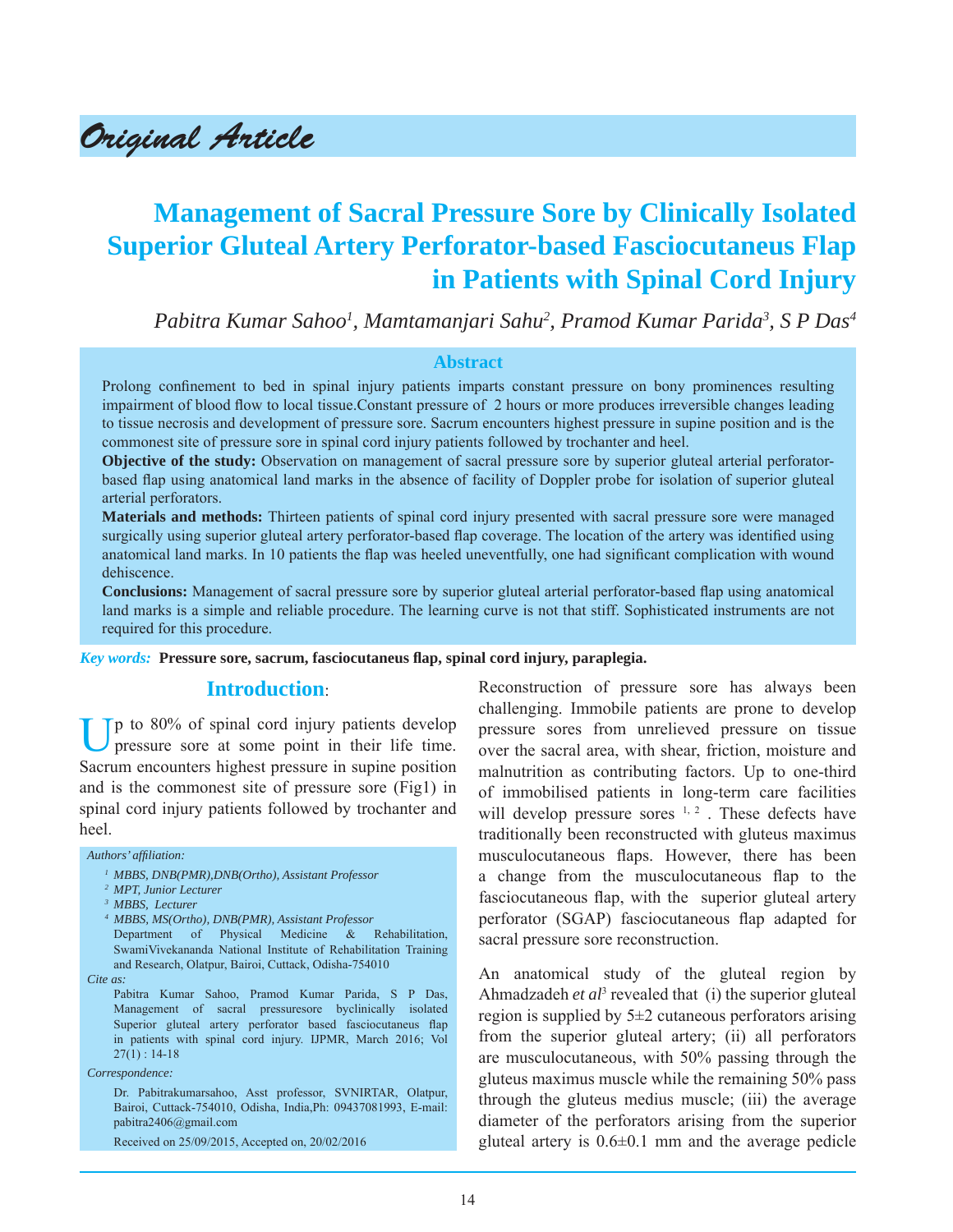## Original Article

# Management of Sacral Pressure Sore by Clinically Isolated Superior Gluteal Artery Perforator-based Fasciocutaneus Flap in Patients with Spinal Cord Injury

*Pabitra Kumar Sahoo[1], Mamtamanjari Sahu[2], Pramod Kumar Parida[3], S P Das[4]*

### Abstract

Prolong confinement to bed in spinal injury patients imparts constant pressure on bony prominences resulting impairment of blood flow to local tissue.Constant pressure of 2 hours or more produces irreversible changes leading to tissue necrosis and development of pressure sore. Sacrum encounters highest pressure in supine position and is the commonest site of pressure sore in spinal cord injury patients followed by trochanter and heel.

**Objective of the study:** Observation on management of sacral pressure sore by superior gluteal arterial perforator-based flap using anatomical land marks in the absence of facility of Doppler probe for isolation of superior gluteal arterial perforators.

**Materials and methods:** Thirteen patients of spinal cord injury presented with sacral pressure sore were managed surgically using superior gluteal artery perforator-based flap coverage. The location of the artery was identified using anatomical land marks. In 10 patients the flap was heeled uneventfully, one had significant complication with wound dehiscence.

**Conclusions:** Management of sacral pressure sore by superior gluteal arterial perforator-based flap using anatomical land marks is a simple and reliable procedure. The learning curve is not that stiff. Sophisticated instruments are not required for this procedure.

*Key words:* **Pressure sore, sacrum, fasciocutaneus flap, spinal cord injury, paraplegia.**

## Introduction:

Up to 80% of spinal cord injury patients develop pressure sore at some point in their life time. Sacrum encounters highest pressure in supine position and is the commonest site of pressure sore (Fig1) in spinal cord injury patients followed by trochanter and heel.

*Authors' affiliation:*

*[1] MBBS, DNB(PMR),DNB(Ortho), Assistant Professor*
*[2] MPT, Junior Lecturer*
*[3] MBBS, Lecturer*
*[4] MBBS, MS(Ortho), DNB(PMR), Assistant Professor*
Department of Physical Medicine & Rehabilitation, SwamiVivekananda National Institute of Rehabilitation Training and Research, Olatpur, Bairoi, Cuttack, Odisha-754010

*Cite as:*

Pabitra Kumar Sahoo, Pramod Kumar Parida, S P Das, Management of sacral pressuresore byclinically isolated Superior gluteal artery perforator based fasciocutaneus flap in patients with spinal cord injury. IJPMR, March 2016; Vol 27(1) : 14-18

*Correspondence:*

Dr. Pabitrakumarsahoo, Asst professor, SVNIRTAR, Olatpur, Bairoi, Cuttack-754010, Odisha, India,Ph: 09437081993, E-mail: pabitra2406@gmail.com

Received on 25/09/2015, Accepted on, 20/02/2016

Reconstruction of pressure sore has always been challenging. Immobile patients are prone to develop pressure sores from unrelieved pressure on tissue over the sacral area, with shear, friction, moisture and malnutrition as contributing factors. Up to one-third of immobilised patients in long-term care facilities will develop pressure sores [1, 2] . These defects have traditionally been reconstructed with gluteus maximus musculocutaneous flaps. However, there has been a change from the musculocutaneous flap to the fasciocutaneous flap, with the superior gluteal artery perforator (SGAP) fasciocutaneous flap adapted for sacral pressure sore reconstruction.

An anatomical study of the gluteal region by Ahmadzadeh *et al*[3] revealed that (i) the superior gluteal region is supplied by 5±2 cutaneous perforators arising from the superior gluteal artery; (ii) all perforators are musculocutaneous, with 50% passing through the gluteus maximus muscle while the remaining 50% pass through the gluteus medius muscle; (iii) the average diameter of the perforators arising from the superior gluteal artery is 0.6±0.1 mm and the average pedicle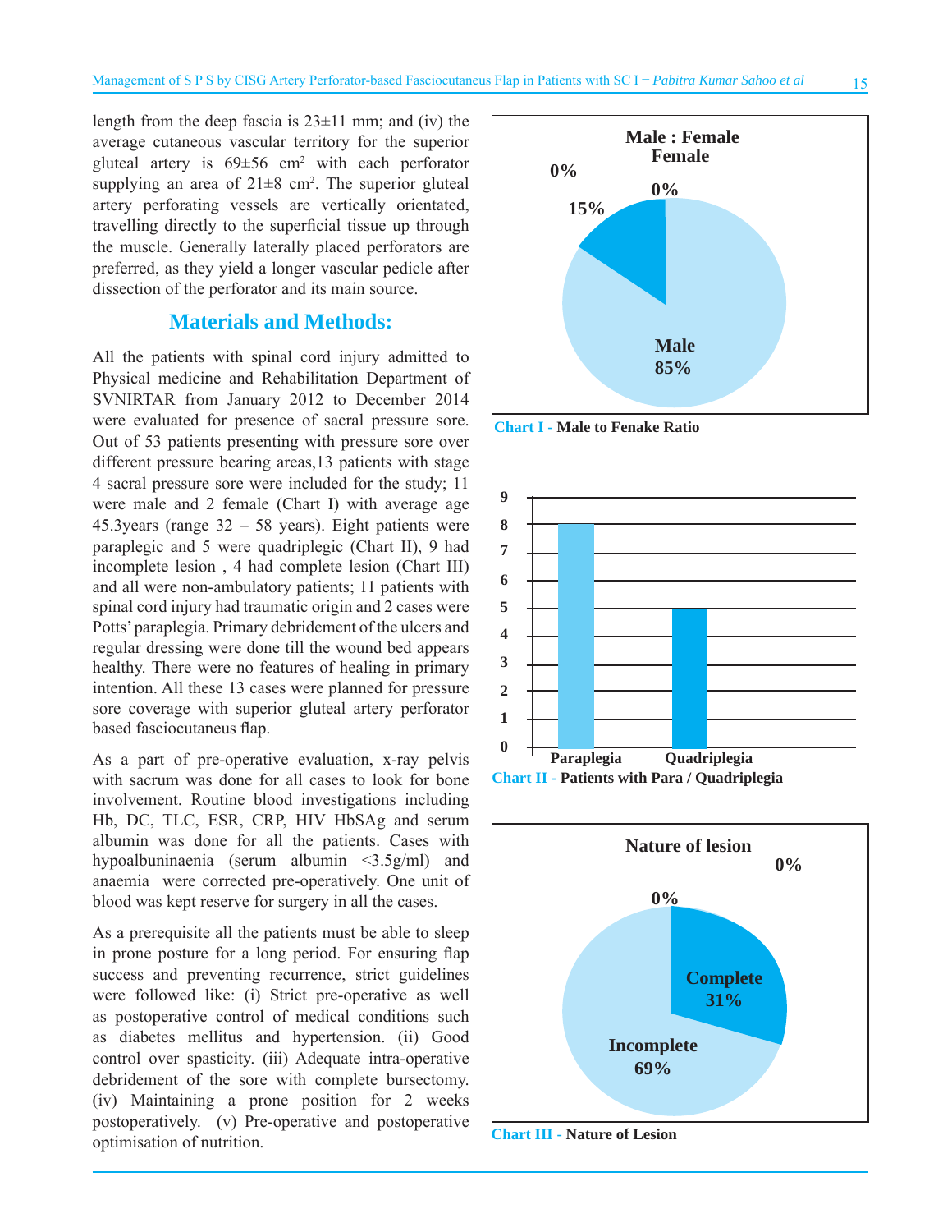length from the deep fascia is 23±11 mm; and (iv) the average cutaneous vascular territory for the superior gluteal artery is 69±56 $cm^2$ with each perforator supplying an area of 21±8 $cm^2$. The superior gluteal artery perforating vessels are vertically orientated, travelling directly to the superficial tissue up through the muscle. Generally laterally placed perforators are preferred, as they yield a longer vascular pedicle after dissection of the perforator and its main source.

## Materials and Methods:

All the patients with spinal cord injury admitted to Physical medicine and Rehabilitation Department of SVNIRTAR from January 2012 to December 2014 were evaluated for presence of sacral pressure sore. Out of 53 patients presenting with pressure sore over different pressure bearing areas,13 patients with stage 4 sacral pressure sore were included for the study; 11 were male and 2 female (Chart I) with average age 45.3years (range 32 – 58 years). Eight patients were paraplegic and 5 were quadriplegic (Chart II), 9 had incomplete lesion , 4 had complete lesion (Chart III) and all were non-ambulatory patients; 11 patients with spinal cord injury had traumatic origin and 2 cases were Potts' paraplegia. Primary debridement of the ulcers and regular dressing were done till the wound bed appears healthy. There were no features of healing in primary intention. All these 13 cases were planned for pressure sore coverage with superior gluteal artery perforator based fasciocutaneus flap.

As a part of pre-operative evaluation, x-ray pelvis with sacrum was done for all cases to look for bone involvement. Routine blood investigations including Hb, DC, TLC, ESR, CRP, HIV HbSAg and serum albumin was done for all the patients. Cases with hypoalbuninaenia (serum albumin <3.5g/ml) and anaemia were corrected pre-operatively. One unit of blood was kept reserve for surgery in all the cases.

As a prerequisite all the patients must be able to sleep in prone posture for a long period. For ensuring flap success and preventing recurrence, strict guidelines were followed like: (i) Strict pre-operative as well as postoperative control of medical conditions such as diabetes mellitus and hypertension. (ii) Good control over spasticity. (iii) Adequate intra-operative debridement of the sore with complete bursectomy. (iv) Maintaining a prone position for 2 weeks postoperatively. (v) Pre-operative and postoperative optimisation of nutrition.

**Male : Female**

| Category | Percentage |
|---|---|
| Male | 85% |
| Female | 15% |

**Chart I - Male to Fenake Ratio**

| Category | Number of patients |
|---|---|
| Paraplegia | 8 |
| Quadriplegia | 5 |

**Chart II - Patients with Para / Quadriplegia**

**Nature of lesion**

| Category | Percentage |
|---|---|
| Complete | 31% |
| Incomplete | 69% |

**Chart III - Nature of Lesion**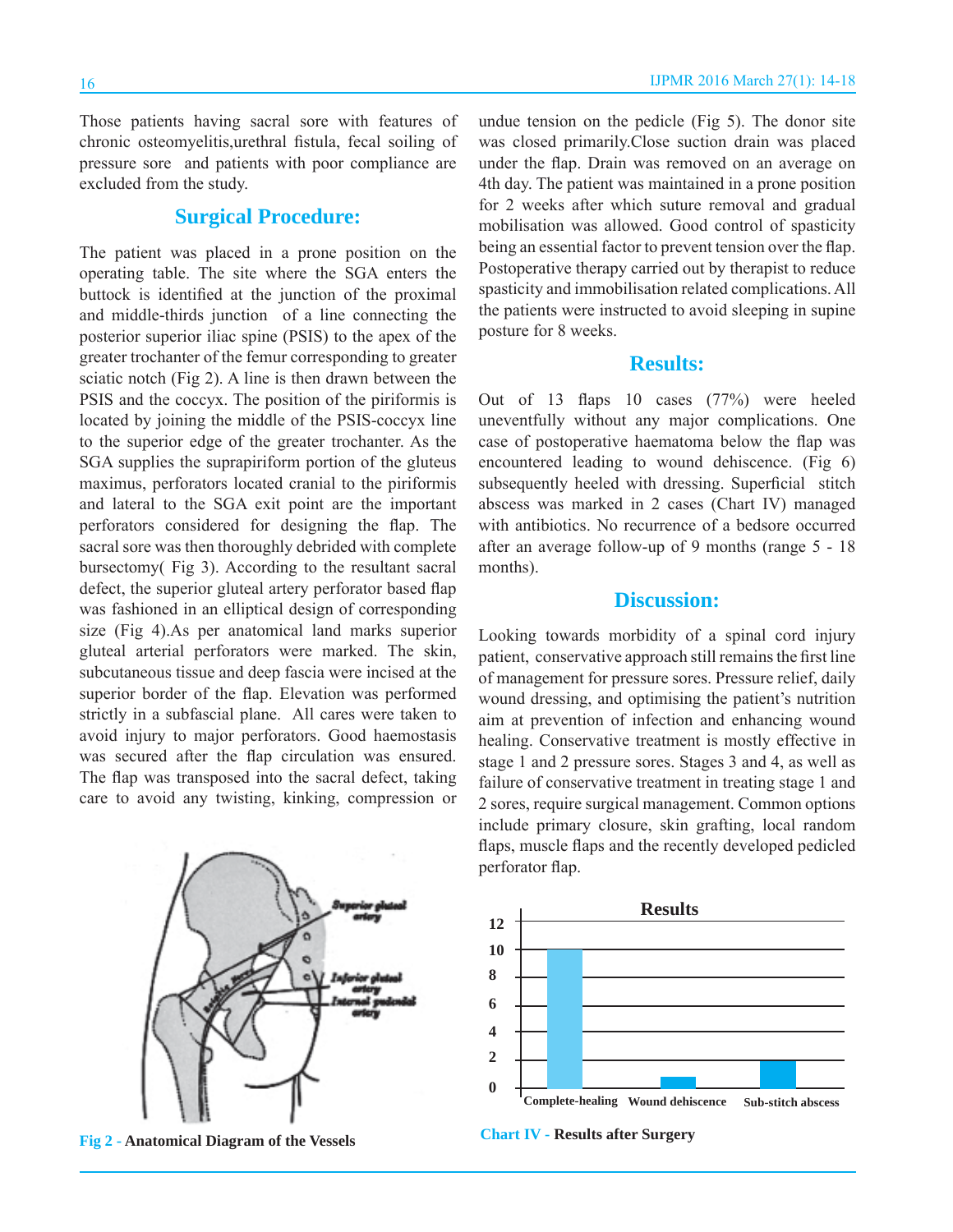Those patients having sacral sore with features of chronic osteomyelitis,urethral fistula, fecal soiling of pressure sore and patients with poor compliance are excluded from the study.

## Surgical Procedure:

The patient was placed in a prone position on the operating table. The site where the SGA enters the buttock is identified at the junction of the proximal and middle-thirds junction of a line connecting the posterior superior iliac spine (PSIS) to the apex of the greater trochanter of the femur corresponding to greater sciatic notch (Fig 2). A line is then drawn between the PSIS and the coccyx. The position of the piriformis is located by joining the middle of the PSIS-coccyx line to the superior edge of the greater trochanter. As the SGA supplies the suprapiriform portion of the gluteus maximus, perforators located cranial to the piriformis and lateral to the SGA exit point are the important perforators considered for designing the flap. The sacral sore was then thoroughly debrided with complete bursectomy( Fig 3). According to the resultant sacral defect, the superior gluteal artery perforator based flap was fashioned in an elliptical design of corresponding size (Fig 4).As per anatomical land marks superior gluteal arterial perforators were marked. The skin, subcutaneous tissue and deep fascia were incised at the superior border of the flap. Elevation was performed strictly in a subfascial plane. All cares were taken to avoid injury to major perforators. Good haemostasis was secured after the flap circulation was ensured. The flap was transposed into the sacral defect, taking care to avoid any twisting, kinking, compression or undue tension on the pedicle (Fig 5). The donor site was closed primarily.Close suction drain was placed under the flap. Drain was removed on an average on 4th day. The patient was maintained in a prone position for 2 weeks after which suture removal and gradual mobilisation was allowed. Good control of spasticity being an essential factor to prevent tension over the flap. Postoperative therapy carried out by therapist to reduce spasticity and immobilisation related complications. All the patients were instructed to avoid sleeping in supine posture for 8 weeks.

Fig 2 - **Anatomical Diagram of the Vessels**

## Results:

Out of 13 flaps 10 cases (77%) were heeled uneventfully without any major complications. One case of postoperative haematoma below the flap was encountered leading to wound dehiscence. (Fig 6) subsequently heeled with dressing. Superficial stitch abscess was marked in 2 cases (Chart IV) managed with antibiotics. No recurrence of a bedsore occurred after an average follow-up of 9 months (range 5 - 18 months).

## Discussion:

Looking towards morbidity of a spinal cord injury patient, conservative approach still remains the first line of management for pressure sores. Pressure relief, daily wound dressing, and optimising the patient's nutrition aim at prevention of infection and enhancing wound healing. Conservative treatment is mostly effective in stage 1 and 2 pressure sores. Stages 3 and 4, as well as failure of conservative treatment in treating stage 1 and 2 sores, require surgical management. Common options include primary closure, skin grafting, local random flaps, muscle flaps and the recently developed pedicled perforator flap.

Chart IV - **Results after Surgery**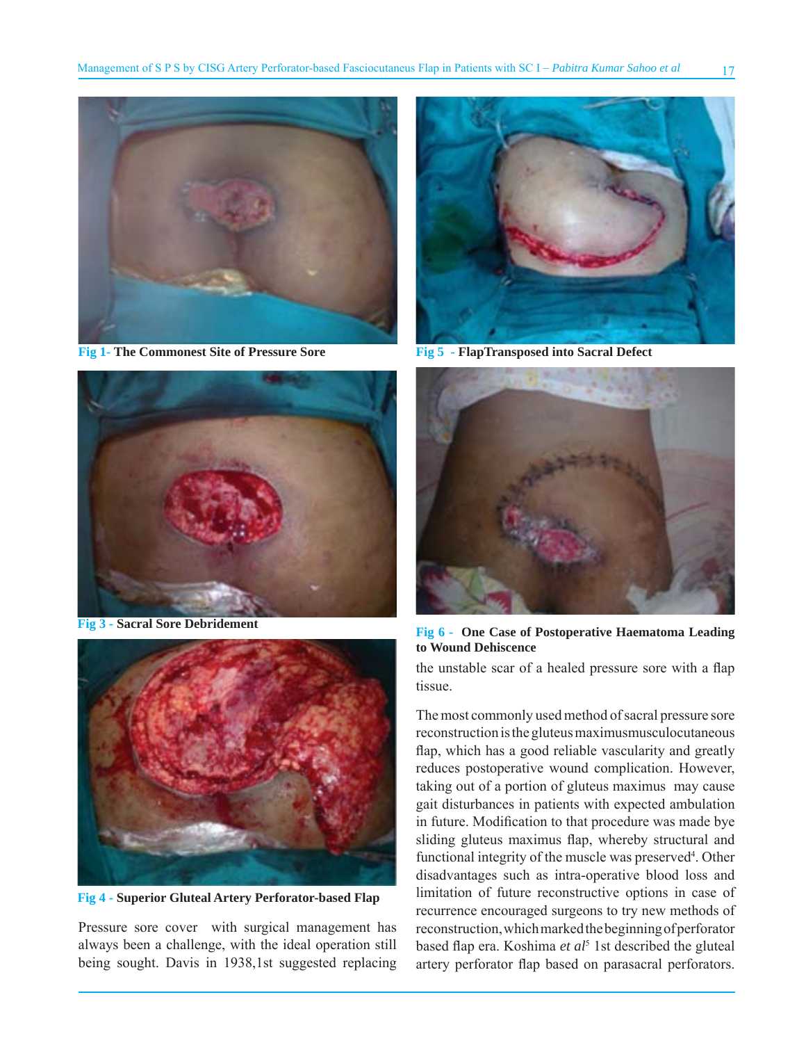**Fig 1- The Commonest Site of Pressure Sore**

**Fig 3 - Sacral Sore Debridement**

**Fig 4 - Superior Gluteal Artery Perforator-based Flap**

Pressure sore cover with surgical management has always been a challenge, with the ideal operation still being sought. Davis in 1938,1st suggested replacing

**Fig 5 - FlapTransposed into Sacral Defect**

**Fig 6 - One Case of Postoperative Haematoma Leading to Wound Dehiscence**

the unstable scar of a healed pressure sore with a flap tissue.

The most commonly used method of sacral pressure sore reconstruction is the gluteus maximusmusculocutaneous flap, which has a good reliable vascularity and greatly reduces postoperative wound complication. However, taking out of a portion of gluteus maximus may cause gait disturbances in patients with expected ambulation in future. Modification to that procedure was made bye sliding gluteus maximus flap, whereby structural and functional integrity of the muscle was preserved[4]. Other disadvantages such as intra-operative blood loss and limitation of future reconstructive options in case of recurrence encouraged surgeons to try new methods of reconstruction, which marked the beginning of perforator based flap era. Koshima *et al*[5] 1st described the gluteal artery perforator flap based on parasacral perforators.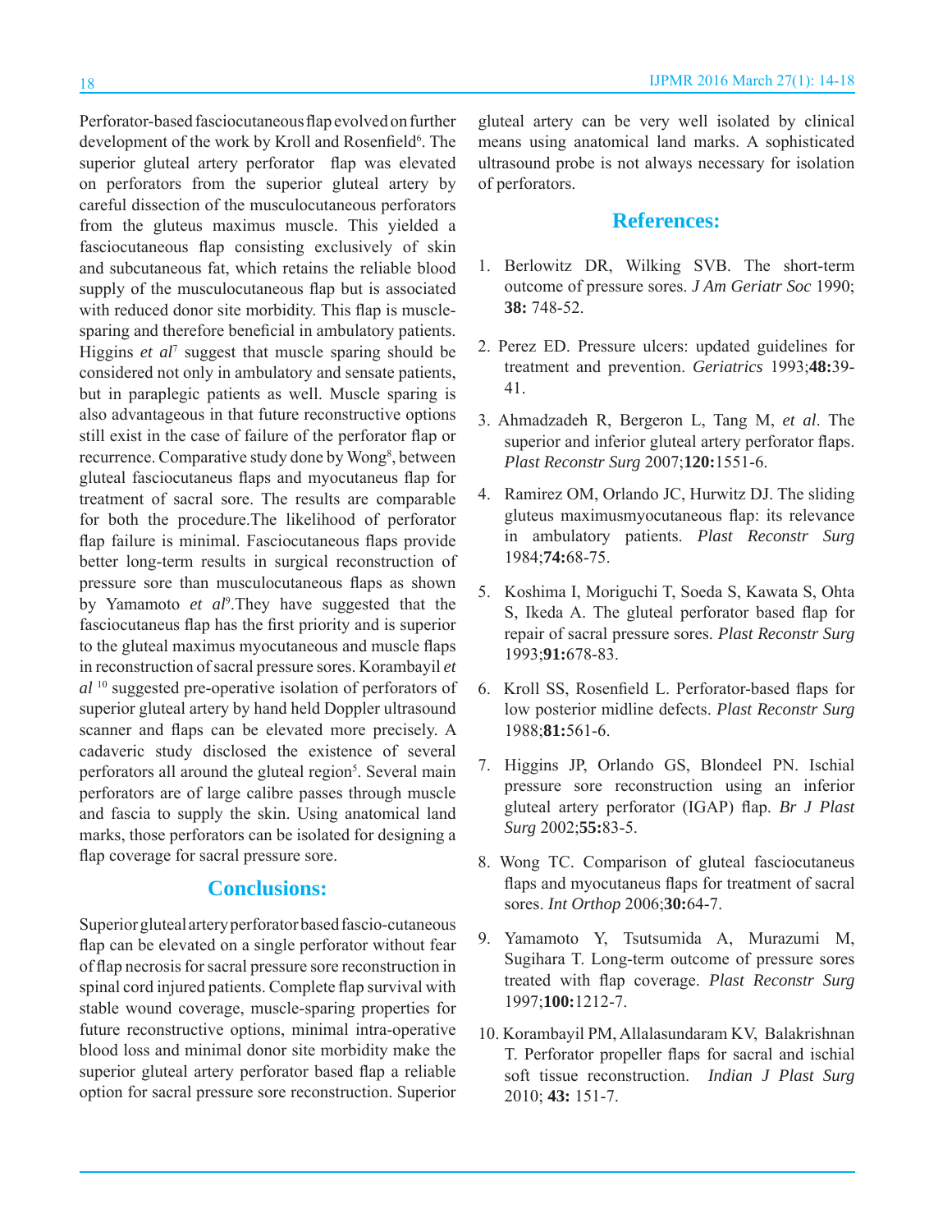Perforator-based fasciocutaneous flap evolved on further development of the work by Kroll and Rosenfield[6]. The superior gluteal artery perforator flap was elevated on perforators from the superior gluteal artery by careful dissection of the musculocutaneous perforators from the gluteus maximus muscle. This yielded a fasciocutaneous flap consisting exclusively of skin and subcutaneous fat, which retains the reliable blood supply of the musculocutaneous flap but is associated with reduced donor site morbidity. This flap is muscle-sparing and therefore beneficial in ambulatory patients. Higgins *et al*[7] suggest that muscle sparing should be considered not only in ambulatory and sensate patients, but in paraplegic patients as well. Muscle sparing is also advantageous in that future reconstructive options still exist in the case of failure of the perforator flap or recurrence. Comparative study done by Wong[8], between gluteal fasciocutaneus flaps and myocutaneus flap for treatment of sacral sore. The results are comparable for both the procedure.The likelihood of perforator flap failure is minimal. Fasciocutaneous flaps provide better long-term results in surgical reconstruction of pressure sore than musculocutaneous flaps as shown by Yamamoto *et al*[9].They have suggested that the fasciocutaneus flap has the first priority and is superior to the gluteal maximus myocutaneous and muscle flaps in reconstruction of sacral pressure sores. Korambayil *et al* [10] suggested pre-operative isolation of perforators of superior gluteal artery by hand held Doppler ultrasound scanner and flaps can be elevated more precisely. A cadaveric study disclosed the existence of several perforators all around the gluteal region[5]. Several main perforators are of large calibre passes through muscle and fascia to supply the skin. Using anatomical land marks, those perforators can be isolated for designing a flap coverage for sacral pressure sore.

## Conclusions:

Superior gluteal artery perforator based fascio-cutaneous flap can be elevated on a single perforator without fear of flap necrosis for sacral pressure sore reconstruction in spinal cord injured patients. Complete flap survival with stable wound coverage, muscle-sparing properties for future reconstructive options, minimal intra-operative blood loss and minimal donor site morbidity make the superior gluteal artery perforator based flap a reliable option for sacral pressure sore reconstruction. Superior gluteal artery can be very well isolated by clinical means using anatomical land marks. A sophisticated ultrasound probe is not always necessary for isolation of perforators.

## References:

1. Berlowitz DR, Wilking SVB. The short-term outcome of pressure sores. *J Am Geriatr Soc* 1990; **38:** 748-52.

2. Perez ED. Pressure ulcers: updated guidelines for treatment and prevention. *Geriatrics* 1993;**48:**39-41.

3. Ahmadzadeh R, Bergeron L, Tang M, *et al*. The superior and inferior gluteal artery perforator flaps. *Plast Reconstr Surg* 2007;**120:**1551-6.

4. Ramirez OM, Orlando JC, Hurwitz DJ. The sliding gluteus maximusmyocutaneous flap: its relevance in ambulatory patients. *Plast Reconstr Surg* 1984;**74:**68-75.

5. Koshima I, Moriguchi T, Soeda S, Kawata S, Ohta S, Ikeda A. The gluteal perforator based flap for repair of sacral pressure sores. *Plast Reconstr Surg* 1993;**91:**678-83.

6. Kroll SS, Rosenfield L. Perforator-based flaps for low posterior midline defects. *Plast Reconstr Surg* 1988;**81:**561-6.

7. Higgins JP, Orlando GS, Blondeel PN. Ischial pressure sore reconstruction using an inferior gluteal artery perforator (IGAP) flap. *Br J Plast Surg* 2002;**55:**83-5.

8. Wong TC. Comparison of gluteal fasciocutaneus flaps and myocutaneus flaps for treatment of sacral sores. *Int Orthop* 2006;**30:**64-7.

9. Yamamoto Y, Tsutsumida A, Murazumi M, Sugihara T. Long-term outcome of pressure sores treated with flap coverage. *Plast Reconstr Surg* 1997;**100:**1212-7.

10. Korambayil PM, Allalasundaram KV, Balakrishnan T. Perforator propeller flaps for sacral and ischial soft tissue reconstruction. *Indian J Plast Surg* 2010; **43:** 151-7.